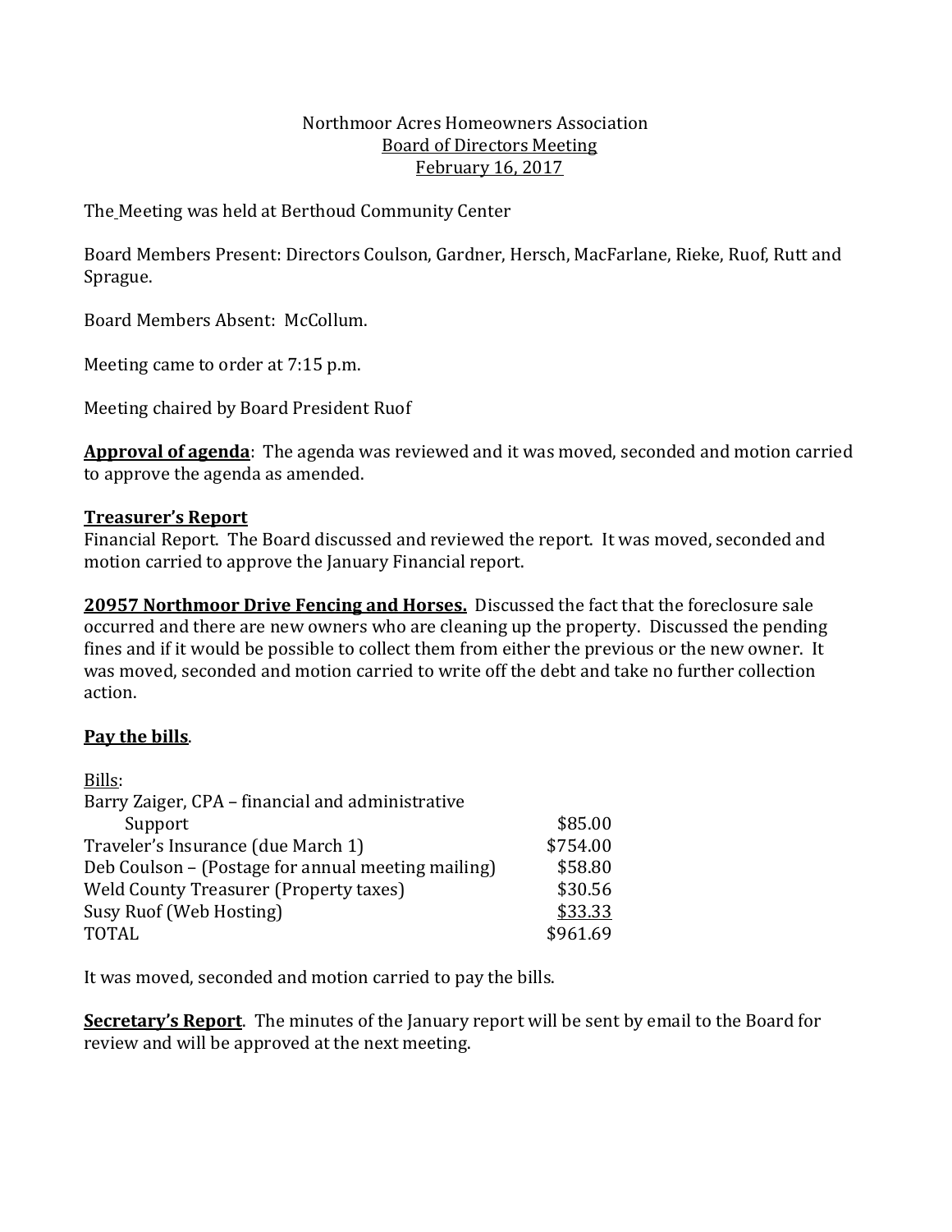Northmoor Acres Homeowners Association
Board of Directors Meeting
February 16, 2017

The Meeting was held at Berthoud Community Center

Board Members Present: Directors Coulson, Gardner, Hersch, MacFarlane, Rieke, Ruof, Rutt and Sprague.

Board Members Absent: McCollum.

Meeting came to order at 7:15 p.m.

Meeting chaired by Board President Ruof

**Approval of agenda**: The agenda was reviewed and it was moved, seconded and motion carried to approve the agenda as amended.

**Treasurer's Report**

Financial Report. The Board discussed and reviewed the report. It was moved, seconded and motion carried to approve the January Financial report.

**20957 Northmoor Drive Fencing and Horses.** Discussed the fact that the foreclosure sale occurred and there are new owners who are cleaning up the property. Discussed the pending fines and if it would be possible to collect them from either the previous or the new owner. It was moved, seconded and motion carried to write off the debt and take no further collection action.

**Pay the bills**.

Bills:

| | |
|---|---|
| Barry Zaiger, CPA – financial and administrative Support | $85.00 |
| Traveler's Insurance (due March 1) | $754.00 |
| Deb Coulson – (Postage for annual meeting mailing) | $58.80 |
| Weld County Treasurer (Property taxes) | $30.56 |
| Susy Ruof (Web Hosting) | $33.33 |
| TOTAL | $961.69 |

It was moved, seconded and motion carried to pay the bills.

**Secretary's Report**. The minutes of the January report will be sent by email to the Board for review and will be approved at the next meeting.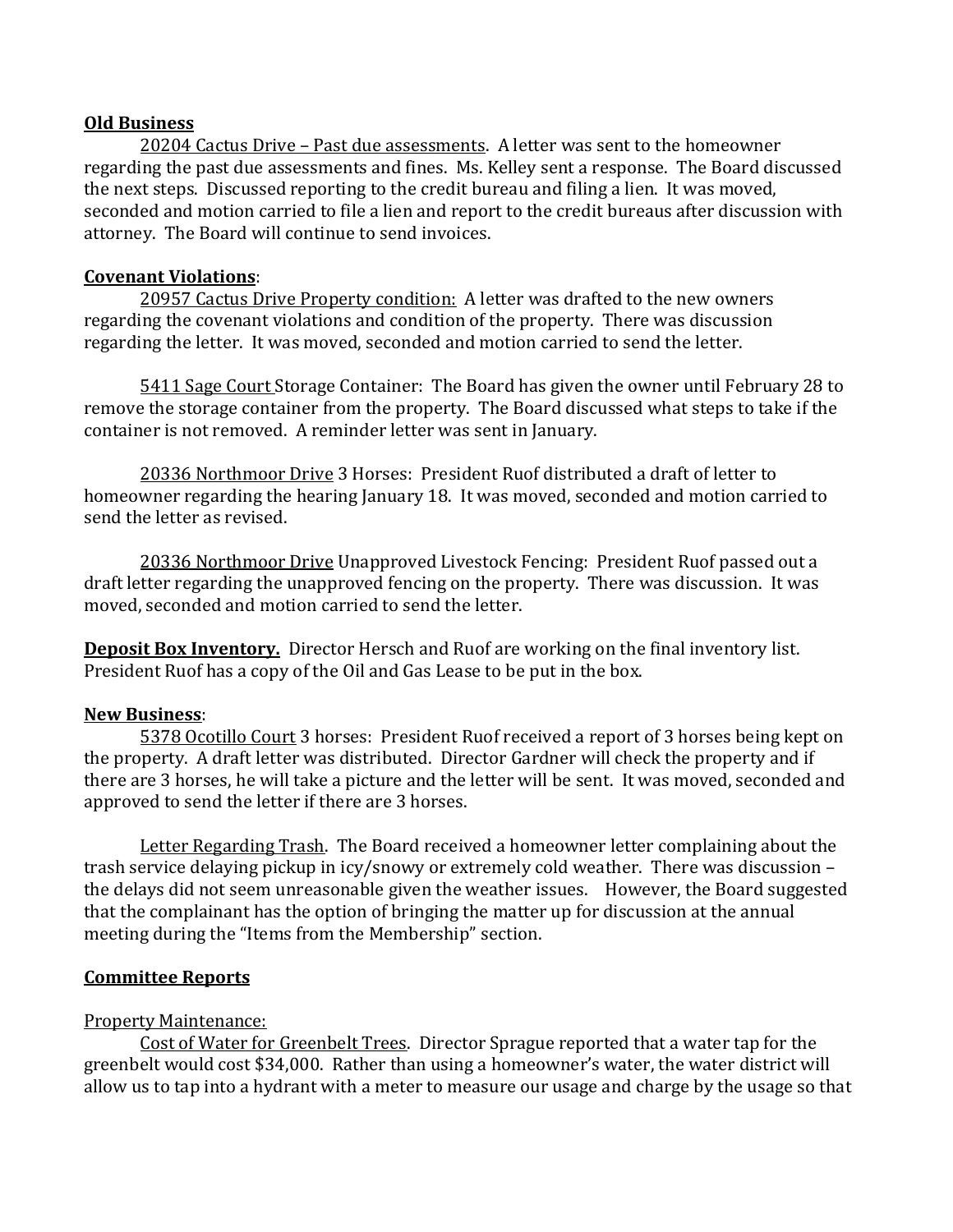**<u>Old Business</u>**

<u>20204 Cactus Drive – Past due assessments</u>. A letter was sent to the homeowner regarding the past due assessments and fines. Ms. Kelley sent a response. The Board discussed the next steps. Discussed reporting to the credit bureau and filing a lien. It was moved, seconded and motion carried to file a lien and report to the credit bureaus after discussion with attorney. The Board will continue to send invoices.

**<u>Covenant Violations</u>**:

<u>20957 Cactus Drive Property condition:</u> A letter was drafted to the new owners regarding the covenant violations and condition of the property. There was discussion regarding the letter. It was moved, seconded and motion carried to send the letter.

<u>5411 Sage Court</u> Storage Container: The Board has given the owner until February 28 to remove the storage container from the property. The Board discussed what steps to take if the container is not removed. A reminder letter was sent in January.

<u>20336 Northmoor Drive</u> 3 Horses: President Ruof distributed a draft of letter to homeowner regarding the hearing January 18. It was moved, seconded and motion carried to send the letter as revised.

<u>20336 Northmoor Drive</u> Unapproved Livestock Fencing: President Ruof passed out a draft letter regarding the unapproved fencing on the property. There was discussion. It was moved, seconded and motion carried to send the letter.

**<u>Deposit Box Inventory.</u>** Director Hersch and Ruof are working on the final inventory list. President Ruof has a copy of the Oil and Gas Lease to be put in the box.

**<u>New Business</u>**:

<u>5378 Ocotillo Court</u> 3 horses: President Ruof received a report of 3 horses being kept on the property. A draft letter was distributed. Director Gardner will check the property and if there are 3 horses, he will take a picture and the letter will be sent. It was moved, seconded and approved to send the letter if there are 3 horses.

<u>Letter Regarding Trash</u>. The Board received a homeowner letter complaining about the trash service delaying pickup in icy/snowy or extremely cold weather. There was discussion – the delays did not seem unreasonable given the weather issues. However, the Board suggested that the complainant has the option of bringing the matter up for discussion at the annual meeting during the "Items from the Membership" section.

**<u>Committee Reports</u>**

<u>Property Maintenance:</u>

<u>Cost of Water for Greenbelt Trees</u>. Director Sprague reported that a water tap for the greenbelt would cost $34,000. Rather than using a homeowner's water, the water district will allow us to tap into a hydrant with a meter to measure our usage and charge by the usage so that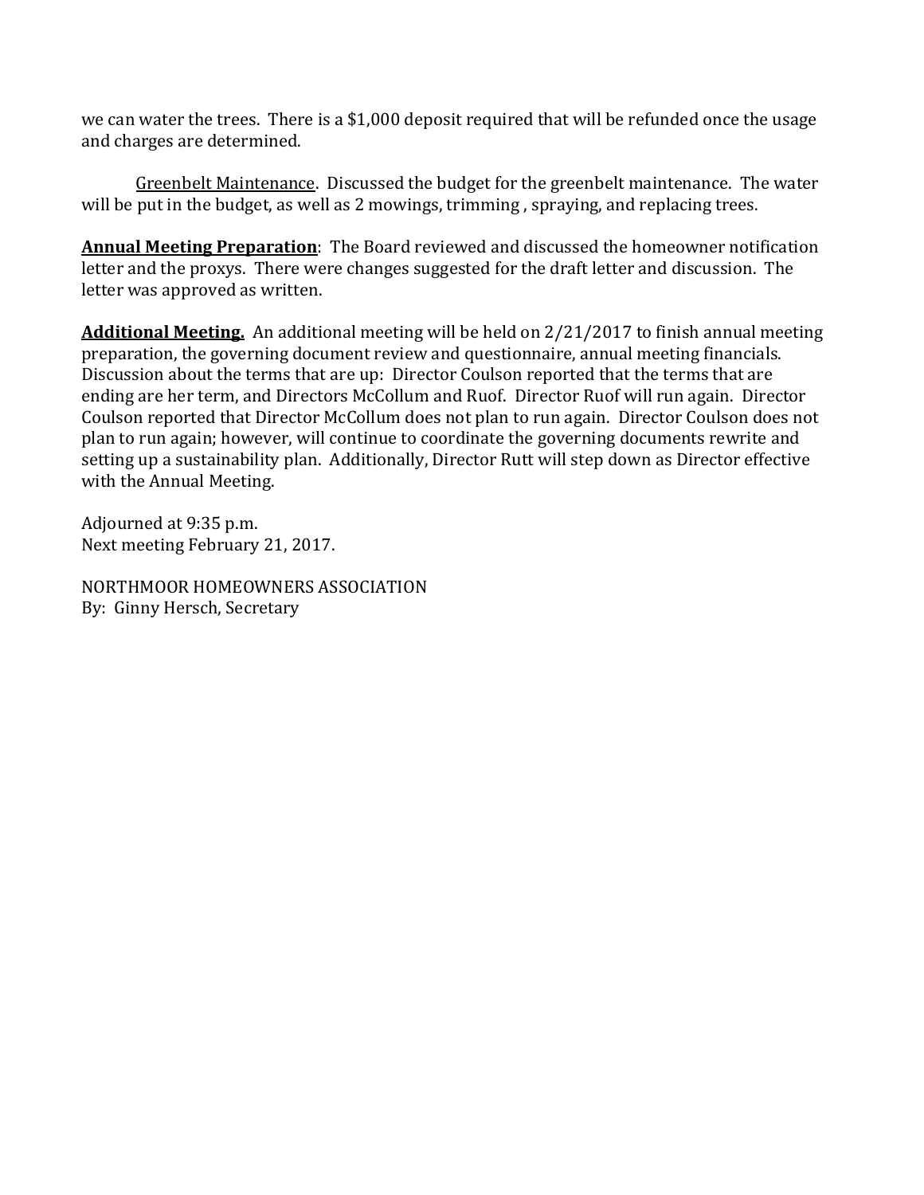we can water the trees. There is a $1,000 deposit required that will be refunded once the usage and charges are determined.

<u>Greenbelt Maintenance</u>. Discussed the budget for the greenbelt maintenance. The water will be put in the budget, as well as 2 mowings, trimming , spraying, and replacing trees.

**<u>Annual Meeting Preparation</u>**: The Board reviewed and discussed the homeowner notification letter and the proxys. There were changes suggested for the draft letter and discussion. The letter was approved as written.

**<u>Additional Meeting.</u>** An additional meeting will be held on 2/21/2017 to finish annual meeting preparation, the governing document review and questionnaire, annual meeting financials. Discussion about the terms that are up: Director Coulson reported that the terms that are ending are her term, and Directors McCollum and Ruof. Director Ruof will run again. Director Coulson reported that Director McCollum does not plan to run again. Director Coulson does not plan to run again; however, will continue to coordinate the governing documents rewrite and setting up a sustainability plan. Additionally, Director Rutt will step down as Director effective with the Annual Meeting.

Adjourned at 9:35 p.m.
Next meeting February 21, 2017.

NORTHMOOR HOMEOWNERS ASSOCIATION
By: Ginny Hersch, Secretary